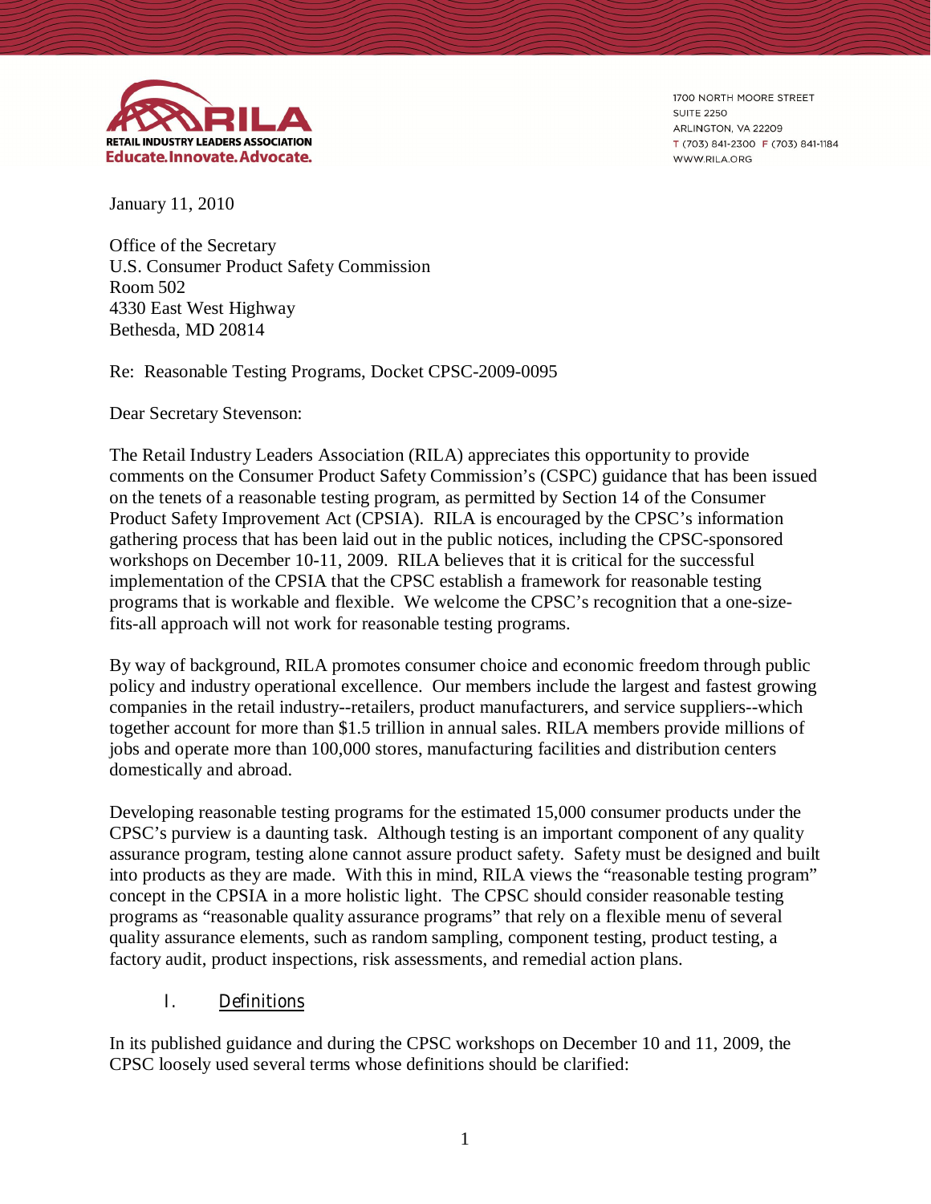RILA
RETAIL INDUSTRY LEADERS ASSOCIATION
Educate.Innovate.Advocate.

1700 NORTH MOORE STREET
SUITE 2250
ARLINGTON, VA 22209
T (703) 841-2300 F (703) 841-1184
WWW.RILA.ORG

January 11, 2010

Office of the Secretary
U.S. Consumer Product Safety Commission
Room 502
4330 East West Highway
Bethesda, MD 20814

Re: Reasonable Testing Programs, Docket CPSC-2009-0095

Dear Secretary Stevenson:

The Retail Industry Leaders Association (RILA) appreciates this opportunity to provide comments on the Consumer Product Safety Commission's (CSPC) guidance that has been issued on the tenets of a reasonable testing program, as permitted by Section 14 of the Consumer Product Safety Improvement Act (CPSIA). RILA is encouraged by the CPSC's information gathering process that has been laid out in the public notices, including the CPSC-sponsored workshops on December 10-11, 2009. RILA believes that it is critical for the successful implementation of the CPSIA that the CPSC establish a framework for reasonable testing programs that is workable and flexible. We welcome the CPSC's recognition that a one-size-fits-all approach will not work for reasonable testing programs.

By way of background, RILA promotes consumer choice and economic freedom through public policy and industry operational excellence. Our members include the largest and fastest growing companies in the retail industry--retailers, product manufacturers, and service suppliers--which together account for more than $1.5 trillion in annual sales. RILA members provide millions of jobs and operate more than 100,000 stores, manufacturing facilities and distribution centers domestically and abroad.

Developing reasonable testing programs for the estimated 15,000 consumer products under the CPSC's purview is a daunting task. Although testing is an important component of any quality assurance program, testing alone cannot assure product safety. Safety must be designed and built into products as they are made. With this in mind, RILA views the "reasonable testing program" concept in the CPSIA in a more holistic light. The CPSC should consider reasonable testing programs as "reasonable quality assurance programs" that rely on a flexible menu of several quality assurance elements, such as random sampling, component testing, product testing, a factory audit, product inspections, risk assessments, and remedial action plans.

## I. Definitions

In its published guidance and during the CPSC workshops on December 10 and 11, 2009, the CPSC loosely used several terms whose definitions should be clarified: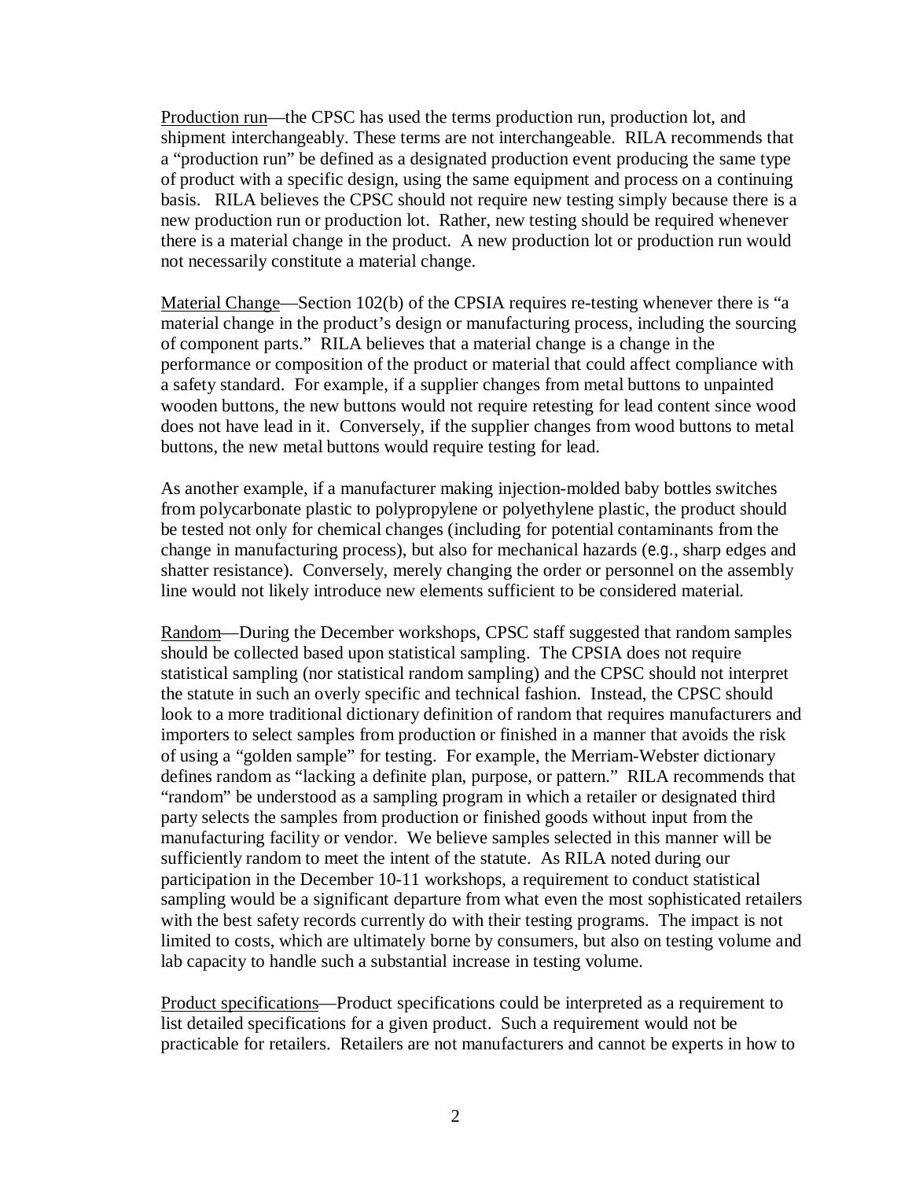Production run—the CPSC has used the terms production run, production lot, and shipment interchangeably. These terms are not interchangeable. RILA recommends that a "production run" be defined as a designated production event producing the same type of product with a specific design, using the same equipment and process on a continuing basis. RILA believes the CPSC should not require new testing simply because there is a new production run or production lot. Rather, new testing should be required whenever there is a material change in the product. A new production lot or production run would not necessarily constitute a material change.

Material Change—Section 102(b) of the CPSIA requires re-testing whenever there is "a material change in the product's design or manufacturing process, including the sourcing of component parts." RILA believes that a material change is a change in the performance or composition of the product or material that could affect compliance with a safety standard. For example, if a supplier changes from metal buttons to unpainted wooden buttons, the new buttons would not require retesting for lead content since wood does not have lead in it. Conversely, if the supplier changes from wood buttons to metal buttons, the new metal buttons would require testing for lead.

As another example, if a manufacturer making injection-molded baby bottles switches from polycarbonate plastic to polypropylene or polyethylene plastic, the product should be tested not only for chemical changes (including for potential contaminants from the change in manufacturing process), but also for mechanical hazards (*e.g.*, sharp edges and shatter resistance). Conversely, merely changing the order or personnel on the assembly line would not likely introduce new elements sufficient to be considered material.

Random—During the December workshops, CPSC staff suggested that random samples should be collected based upon statistical sampling. The CPSIA does not require statistical sampling (nor statistical random sampling) and the CPSC should not interpret the statute in such an overly specific and technical fashion. Instead, the CPSC should look to a more traditional dictionary definition of random that requires manufacturers and importers to select samples from production or finished in a manner that avoids the risk of using a "golden sample" for testing. For example, the Merriam-Webster dictionary defines random as "lacking a definite plan, purpose, or pattern." RILA recommends that "random" be understood as a sampling program in which a retailer or designated third party selects the samples from production or finished goods without input from the manufacturing facility or vendor. We believe samples selected in this manner will be sufficiently random to meet the intent of the statute. As RILA noted during our participation in the December 10-11 workshops, a requirement to conduct statistical sampling would be a significant departure from what even the most sophisticated retailers with the best safety records currently do with their testing programs. The impact is not limited to costs, which are ultimately borne by consumers, but also on testing volume and lab capacity to handle such a substantial increase in testing volume.

Product specifications—Product specifications could be interpreted as a requirement to list detailed specifications for a given product. Such a requirement would not be practicable for retailers. Retailers are not manufacturers and cannot be experts in how to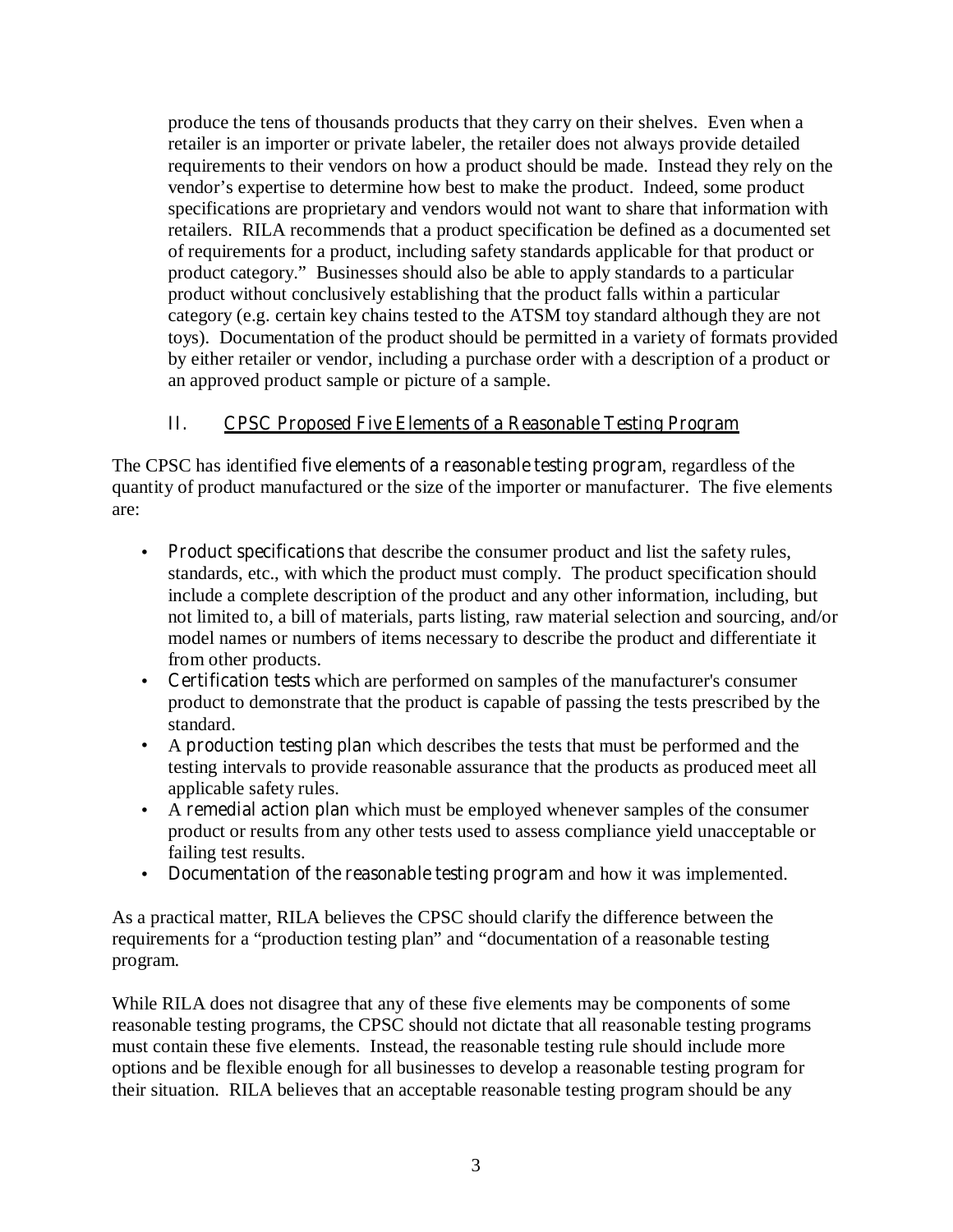produce the tens of thousands products that they carry on their shelves. Even when a retailer is an importer or private labeler, the retailer does not always provide detailed requirements to their vendors on how a product should be made. Instead they rely on the vendor's expertise to determine how best to make the product. Indeed, some product specifications are proprietary and vendors would not want to share that information with retailers. RILA recommends that a product specification be defined as a documented set of requirements for a product, including safety standards applicable for that product or product category." Businesses should also be able to apply standards to a particular product without conclusively establishing that the product falls within a particular category (e.g. certain key chains tested to the ATSM toy standard although they are not toys). Documentation of the product should be permitted in a variety of formats provided by either retailer or vendor, including a purchase order with a description of a product or an approved product sample or picture of a sample.

## II. CPSC Proposed Five Elements of a Reasonable Testing Program

The CPSC has identified *five elements of a reasonable testing program*, regardless of the quantity of product manufactured or the size of the importer or manufacturer. The five elements are:

- *Product specifications* that describe the consumer product and list the safety rules, standards, etc., with which the product must comply. The product specification should include a complete description of the product and any other information, including, but not limited to, a bill of materials, parts listing, raw material selection and sourcing, and/or model names or numbers of items necessary to describe the product and differentiate it from other products.
- *Certification tests* which are performed on samples of the manufacturer's consumer product to demonstrate that the product is capable of passing the tests prescribed by the standard.
- A *production testing plan* which describes the tests that must be performed and the testing intervals to provide reasonable assurance that the products as produced meet all applicable safety rules.
- A *remedial action plan* which must be employed whenever samples of the consumer product or results from any other tests used to assess compliance yield unacceptable or failing test results.
- *Documentation of the reasonable testing program* and how it was implemented.

As a practical matter, RILA believes the CPSC should clarify the difference between the requirements for a "production testing plan" and "documentation of a reasonable testing program.

While RILA does not disagree that any of these five elements may be components of some reasonable testing programs, the CPSC should not dictate that all reasonable testing programs must contain these five elements. Instead, the reasonable testing rule should include more options and be flexible enough for all businesses to develop a reasonable testing program for their situation. RILA believes that an acceptable reasonable testing program should be any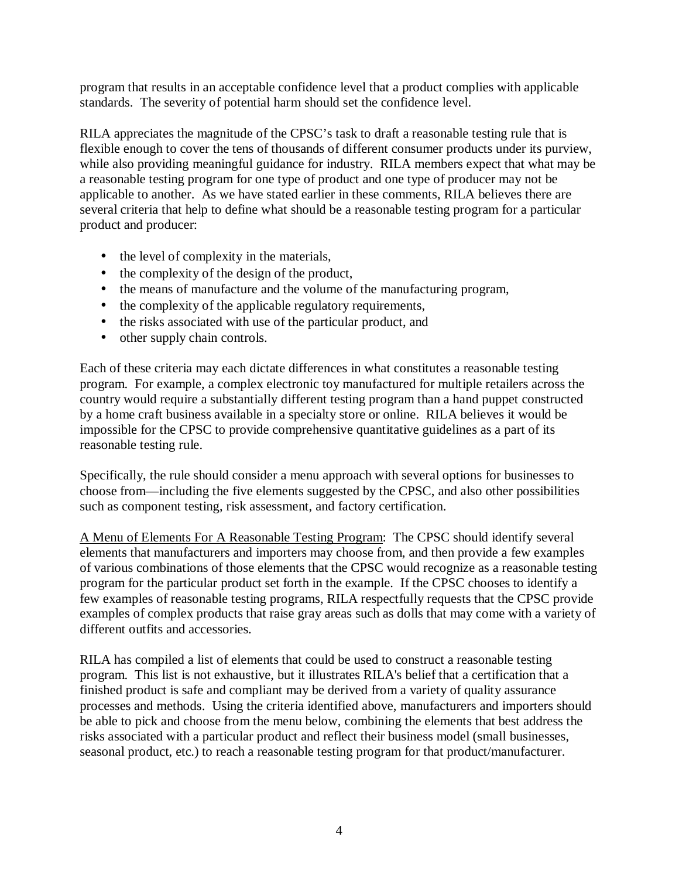program that results in an acceptable confidence level that a product complies with applicable standards. The severity of potential harm should set the confidence level.

RILA appreciates the magnitude of the CPSC's task to draft a reasonable testing rule that is flexible enough to cover the tens of thousands of different consumer products under its purview, while also providing meaningful guidance for industry. RILA members expect that what may be a reasonable testing program for one type of product and one type of producer may not be applicable to another. As we have stated earlier in these comments, RILA believes there are several criteria that help to define what should be a reasonable testing program for a particular product and producer:

- the level of complexity in the materials,
- the complexity of the design of the product,
- the means of manufacture and the volume of the manufacturing program,
- the complexity of the applicable regulatory requirements,
- the risks associated with use of the particular product, and
- other supply chain controls.

Each of these criteria may each dictate differences in what constitutes a reasonable testing program. For example, a complex electronic toy manufactured for multiple retailers across the country would require a substantially different testing program than a hand puppet constructed by a home craft business available in a specialty store or online. RILA believes it would be impossible for the CPSC to provide comprehensive quantitative guidelines as a part of its reasonable testing rule.

Specifically, the rule should consider a menu approach with several options for businesses to choose from—including the five elements suggested by the CPSC, and also other possibilities such as component testing, risk assessment, and factory certification.

<u>A Menu of Elements For A Reasonable Testing Program</u>: The CPSC should identify several elements that manufacturers and importers may choose from, and then provide a few examples of various combinations of those elements that the CPSC would recognize as a reasonable testing program for the particular product set forth in the example. If the CPSC chooses to identify a few examples of reasonable testing programs, RILA respectfully requests that the CPSC provide examples of complex products that raise gray areas such as dolls that may come with a variety of different outfits and accessories.

RILA has compiled a list of elements that could be used to construct a reasonable testing program. This list is not exhaustive, but it illustrates RILA's belief that a certification that a finished product is safe and compliant may be derived from a variety of quality assurance processes and methods. Using the criteria identified above, manufacturers and importers should be able to pick and choose from the menu below, combining the elements that best address the risks associated with a particular product and reflect their business model (small businesses, seasonal product, etc.) to reach a reasonable testing program for that product/manufacturer.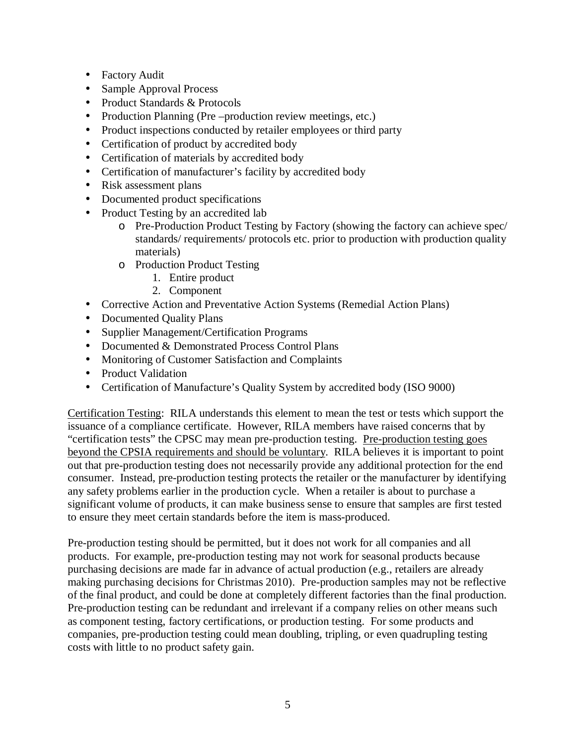- Factory Audit
- Sample Approval Process
- Product Standards & Protocols
- Production Planning (Pre –production review meetings, etc.)
- Product inspections conducted by retailer employees or third party
- Certification of product by accredited body
- Certification of materials by accredited body
- Certification of manufacturer's facility by accredited body
- Risk assessment plans
- Documented product specifications
- Product Testing by an accredited lab
  - Pre-Production Product Testing by Factory (showing the factory can achieve spec/ standards/ requirements/ protocols etc. prior to production with production quality materials)
  - Production Product Testing
    1. Entire product
    2. Component
- Corrective Action and Preventative Action Systems (Remedial Action Plans)
- Documented Quality Plans
- Supplier Management/Certification Programs
- Documented & Demonstrated Process Control Plans
- Monitoring of Customer Satisfaction and Complaints
- Product Validation
- Certification of Manufacture's Quality System by accredited body (ISO 9000)

<u>Certification Testing</u>: RILA understands this element to mean the test or tests which support the issuance of a compliance certificate. However, RILA members have raised concerns that by "certification tests" the CPSC may mean pre-production testing. <u>Pre-production testing goes beyond the CPSIA requirements and should be voluntary</u>. RILA believes it is important to point out that pre-production testing does not necessarily provide any additional protection for the end consumer. Instead, pre-production testing protects the retailer or the manufacturer by identifying any safety problems earlier in the production cycle. When a retailer is about to purchase a significant volume of products, it can make business sense to ensure that samples are first tested to ensure they meet certain standards before the item is mass-produced.

Pre-production testing should be permitted, but it does not work for all companies and all products. For example, pre-production testing may not work for seasonal products because purchasing decisions are made far in advance of actual production (e.g., retailers are already making purchasing decisions for Christmas 2010). Pre-production samples may not be reflective of the final product, and could be done at completely different factories than the final production. Pre-production testing can be redundant and irrelevant if a company relies on other means such as component testing, factory certifications, or production testing. For some products and companies, pre-production testing could mean doubling, tripling, or even quadrupling testing costs with little to no product safety gain.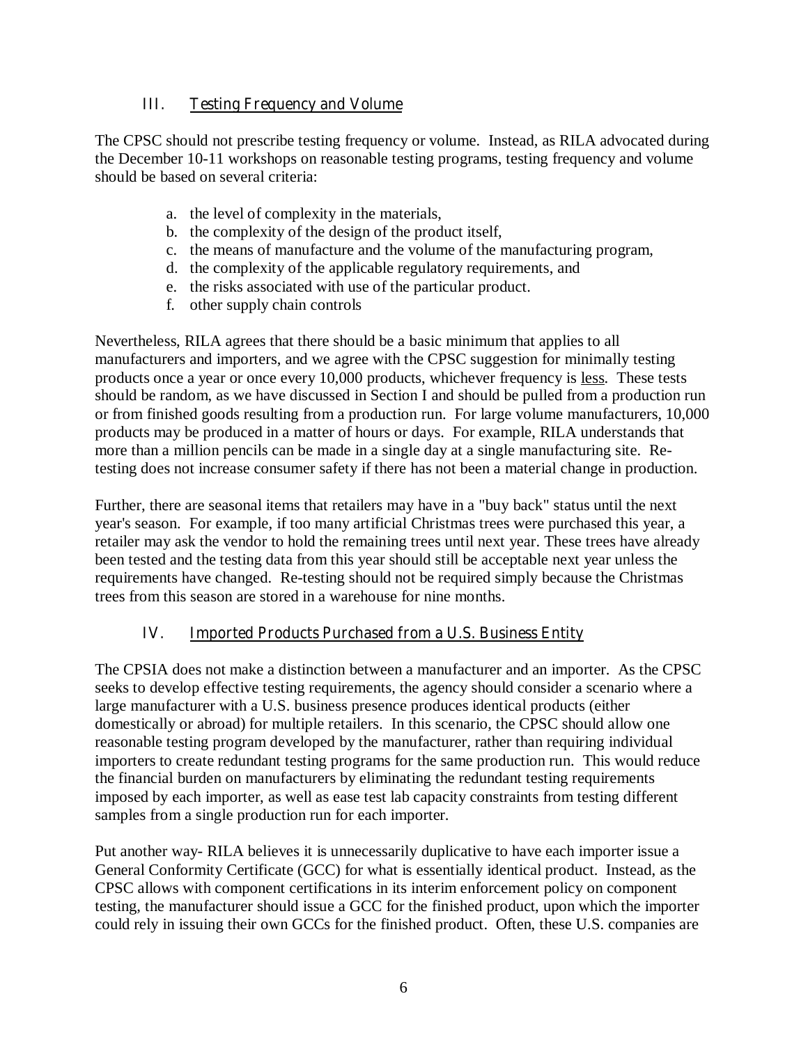## III. <u>Testing Frequency and Volume</u>

The CPSC should not prescribe testing frequency or volume. Instead, as RILA advocated during the December 10-11 workshops on reasonable testing programs, testing frequency and volume should be based on several criteria:

a. the level of complexity in the materials,
b. the complexity of the design of the product itself,
c. the means of manufacture and the volume of the manufacturing program,
d. the complexity of the applicable regulatory requirements, and
e. the risks associated with use of the particular product.
f. other supply chain controls

Nevertheless, RILA agrees that there should be a basic minimum that applies to all manufacturers and importers, and we agree with the CPSC suggestion for minimally testing products once a year or once every 10,000 products, whichever frequency is <u>less</u>. These tests should be random, as we have discussed in Section I and should be pulled from a production run or from finished goods resulting from a production run. For large volume manufacturers, 10,000 products may be produced in a matter of hours or days. For example, RILA understands that more than a million pencils can be made in a single day at a single manufacturing site. Re-testing does not increase consumer safety if there has not been a material change in production.

Further, there are seasonal items that retailers may have in a "buy back" status until the next year's season. For example, if too many artificial Christmas trees were purchased this year, a retailer may ask the vendor to hold the remaining trees until next year. These trees have already been tested and the testing data from this year should still be acceptable next year unless the requirements have changed. Re-testing should not be required simply because the Christmas trees from this season are stored in a warehouse for nine months.

## IV. <u>Imported Products Purchased from a U.S. Business Entity</u>

The CPSIA does not make a distinction between a manufacturer and an importer. As the CPSC seeks to develop effective testing requirements, the agency should consider a scenario where a large manufacturer with a U.S. business presence produces identical products (either domestically or abroad) for multiple retailers. In this scenario, the CPSC should allow one reasonable testing program developed by the manufacturer, rather than requiring individual importers to create redundant testing programs for the same production run. This would reduce the financial burden on manufacturers by eliminating the redundant testing requirements imposed by each importer, as well as ease test lab capacity constraints from testing different samples from a single production run for each importer.

Put another way- RILA believes it is unnecessarily duplicative to have each importer issue a General Conformity Certificate (GCC) for what is essentially identical product. Instead, as the CPSC allows with component certifications in its interim enforcement policy on component testing, the manufacturer should issue a GCC for the finished product, upon which the importer could rely in issuing their own GCCs for the finished product. Often, these U.S. companies are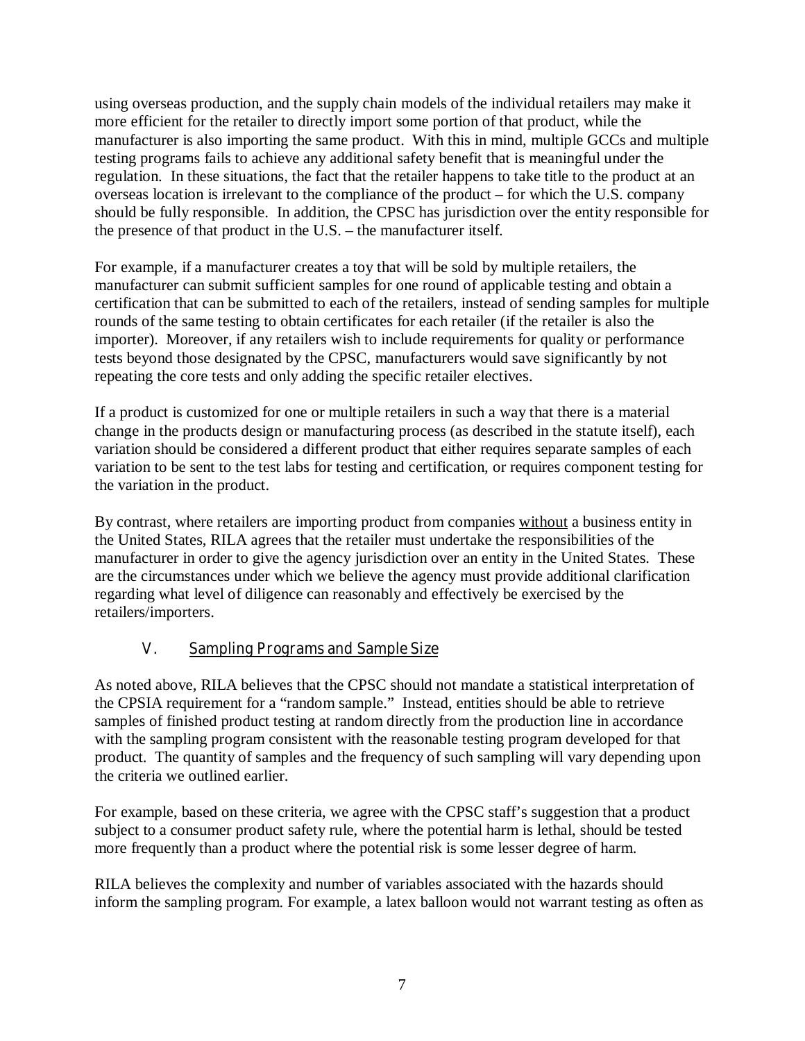using overseas production, and the supply chain models of the individual retailers may make it more efficient for the retailer to directly import some portion of that product, while the manufacturer is also importing the same product. With this in mind, multiple GCCs and multiple testing programs fails to achieve any additional safety benefit that is meaningful under the regulation. In these situations, the fact that the retailer happens to take title to the product at an overseas location is irrelevant to the compliance of the product – for which the U.S. company should be fully responsible. In addition, the CPSC has jurisdiction over the entity responsible for the presence of that product in the U.S. – the manufacturer itself.

For example, if a manufacturer creates a toy that will be sold by multiple retailers, the manufacturer can submit sufficient samples for one round of applicable testing and obtain a certification that can be submitted to each of the retailers, instead of sending samples for multiple rounds of the same testing to obtain certificates for each retailer (if the retailer is also the importer). Moreover, if any retailers wish to include requirements for quality or performance tests beyond those designated by the CPSC, manufacturers would save significantly by not repeating the core tests and only adding the specific retailer electives.

If a product is customized for one or multiple retailers in such a way that there is a material change in the products design or manufacturing process (as described in the statute itself), each variation should be considered a different product that either requires separate samples of each variation to be sent to the test labs for testing and certification, or requires component testing for the variation in the product.

By contrast, where retailers are importing product from companies without a business entity in the United States, RILA agrees that the retailer must undertake the responsibilities of the manufacturer in order to give the agency jurisdiction over an entity in the United States. These are the circumstances under which we believe the agency must provide additional clarification regarding what level of diligence can reasonably and effectively be exercised by the retailers/importers.

## V. Sampling Programs and Sample Size

As noted above, RILA believes that the CPSC should not mandate a statistical interpretation of the CPSIA requirement for a "random sample." Instead, entities should be able to retrieve samples of finished product testing at random directly from the production line in accordance with the sampling program consistent with the reasonable testing program developed for that product. The quantity of samples and the frequency of such sampling will vary depending upon the criteria we outlined earlier.

For example, based on these criteria, we agree with the CPSC staff's suggestion that a product subject to a consumer product safety rule, where the potential harm is lethal, should be tested more frequently than a product where the potential risk is some lesser degree of harm.

RILA believes the complexity and number of variables associated with the hazards should inform the sampling program. For example, a latex balloon would not warrant testing as often as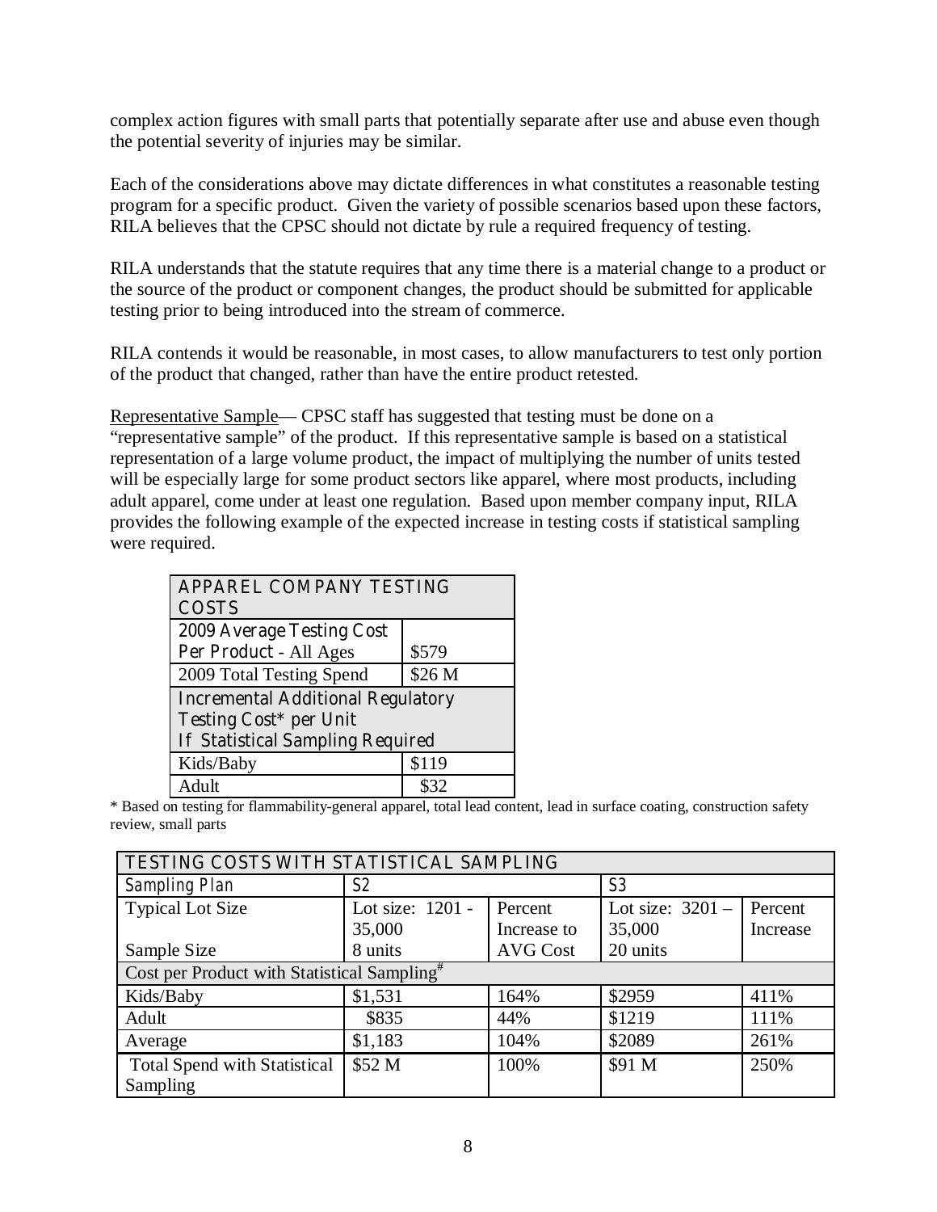complex action figures with small parts that potentially separate after use and abuse even though the potential severity of injuries may be similar.

Each of the considerations above may dictate differences in what constitutes a reasonable testing program for a specific product. Given the variety of possible scenarios based upon these factors, RILA believes that the CPSC should not dictate by rule a required frequency of testing.

RILA understands that the statute requires that any time there is a material change to a product or the source of the product or component changes, the product should be submitted for applicable testing prior to being introduced into the stream of commerce.

RILA contends it would be reasonable, in most cases, to allow manufacturers to test only portion of the product that changed, rather than have the entire product retested.

Representative Sample— CPSC staff has suggested that testing must be done on a "representative sample" of the product. If this representative sample is based on a statistical representation of a large volume product, the impact of multiplying the number of units tested will be especially large for some product sectors like apparel, where most products, including adult apparel, come under at least one regulation. Based upon member company input, RILA provides the following example of the expected increase in testing costs if statistical sampling were required.

| APPAREL COMPANY TESTING COSTS | |
|---|---|
| 2009 Average Testing Cost Per Product - All Ages | \$579 |
| 2009 Total Testing Spend | \$26 M |
| Incremental Additional Regulatory Testing Cost* per Unit If Statistical Sampling Required | |
| Kids/Baby | \$119 |
| Adult | \$32 |

* Based on testing for flammability-general apparel, total lead content, lead in surface coating, construction safety review, small parts

| TESTING COSTS WITH STATISTICAL SAMPLING | | | | |
|---|---|---|---|---|
| Sampling Plan | S2 | | S3 | |
| Typical Lot Size<br>Sample Size | Lot size: 1201 - 35,000<br>8 units | Percent Increase to AVG Cost | Lot size: 3201 – 35,000<br>20 units | Percent Increase |
| Cost per Product with Statistical Sampling# | | | | |
| Kids/Baby | \$1,531 | 164% | \$2959 | 411% |
| Adult | \$835 | 44% | \$1219 | 111% |
| Average | \$1,183 | 104% | \$2089 | 261% |
| Total Spend with Statistical Sampling | \$52 M | 100% | \$91 M | 250% |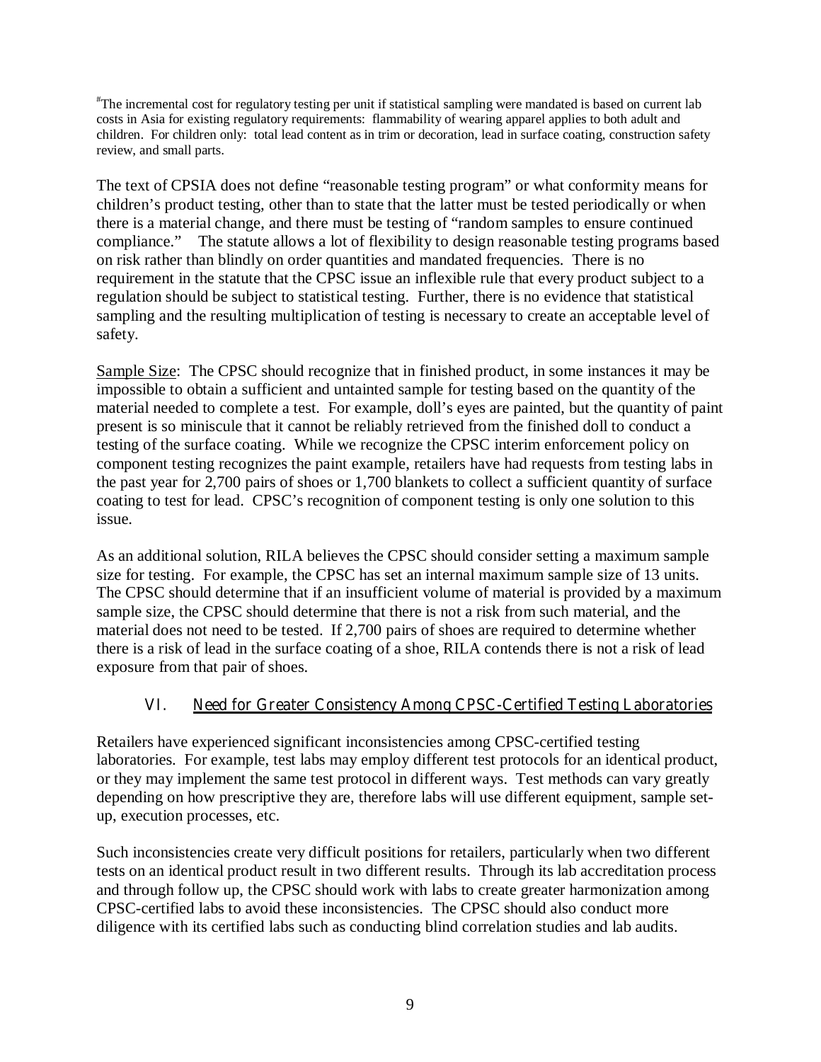#The incremental cost for regulatory testing per unit if statistical sampling were mandated is based on current lab costs in Asia for existing regulatory requirements: flammability of wearing apparel applies to both adult and children. For children only: total lead content as in trim or decoration, lead in surface coating, construction safety review, and small parts.

The text of CPSIA does not define "reasonable testing program" or what conformity means for children's product testing, other than to state that the latter must be tested periodically or when there is a material change, and there must be testing of "random samples to ensure continued compliance." The statute allows a lot of flexibility to design reasonable testing programs based on risk rather than blindly on order quantities and mandated frequencies. There is no requirement in the statute that the CPSC issue an inflexible rule that every product subject to a regulation should be subject to statistical testing. Further, there is no evidence that statistical sampling and the resulting multiplication of testing is necessary to create an acceptable level of safety.

Sample Size: The CPSC should recognize that in finished product, in some instances it may be impossible to obtain a sufficient and untainted sample for testing based on the quantity of the material needed to complete a test. For example, doll's eyes are painted, but the quantity of paint present is so miniscule that it cannot be reliably retrieved from the finished doll to conduct a testing of the surface coating. While we recognize the CPSC interim enforcement policy on component testing recognizes the paint example, retailers have had requests from testing labs in the past year for 2,700 pairs of shoes or 1,700 blankets to collect a sufficient quantity of surface coating to test for lead. CPSC's recognition of component testing is only one solution to this issue.

As an additional solution, RILA believes the CPSC should consider setting a maximum sample size for testing. For example, the CPSC has set an internal maximum sample size of 13 units. The CPSC should determine that if an insufficient volume of material is provided by a maximum sample size, the CPSC should determine that there is not a risk from such material, and the material does not need to be tested. If 2,700 pairs of shoes are required to determine whether there is a risk of lead in the surface coating of a shoe, RILA contends there is not a risk of lead exposure from that pair of shoes.

## VI. Need for Greater Consistency Among CPSC-Certified Testing Laboratories

Retailers have experienced significant inconsistencies among CPSC-certified testing laboratories. For example, test labs may employ different test protocols for an identical product, or they may implement the same test protocol in different ways. Test methods can vary greatly depending on how prescriptive they are, therefore labs will use different equipment, sample set-up, execution processes, etc.

Such inconsistencies create very difficult positions for retailers, particularly when two different tests on an identical product result in two different results. Through its lab accreditation process and through follow up, the CPSC should work with labs to create greater harmonization among CPSC-certified labs to avoid these inconsistencies. The CPSC should also conduct more diligence with its certified labs such as conducting blind correlation studies and lab audits.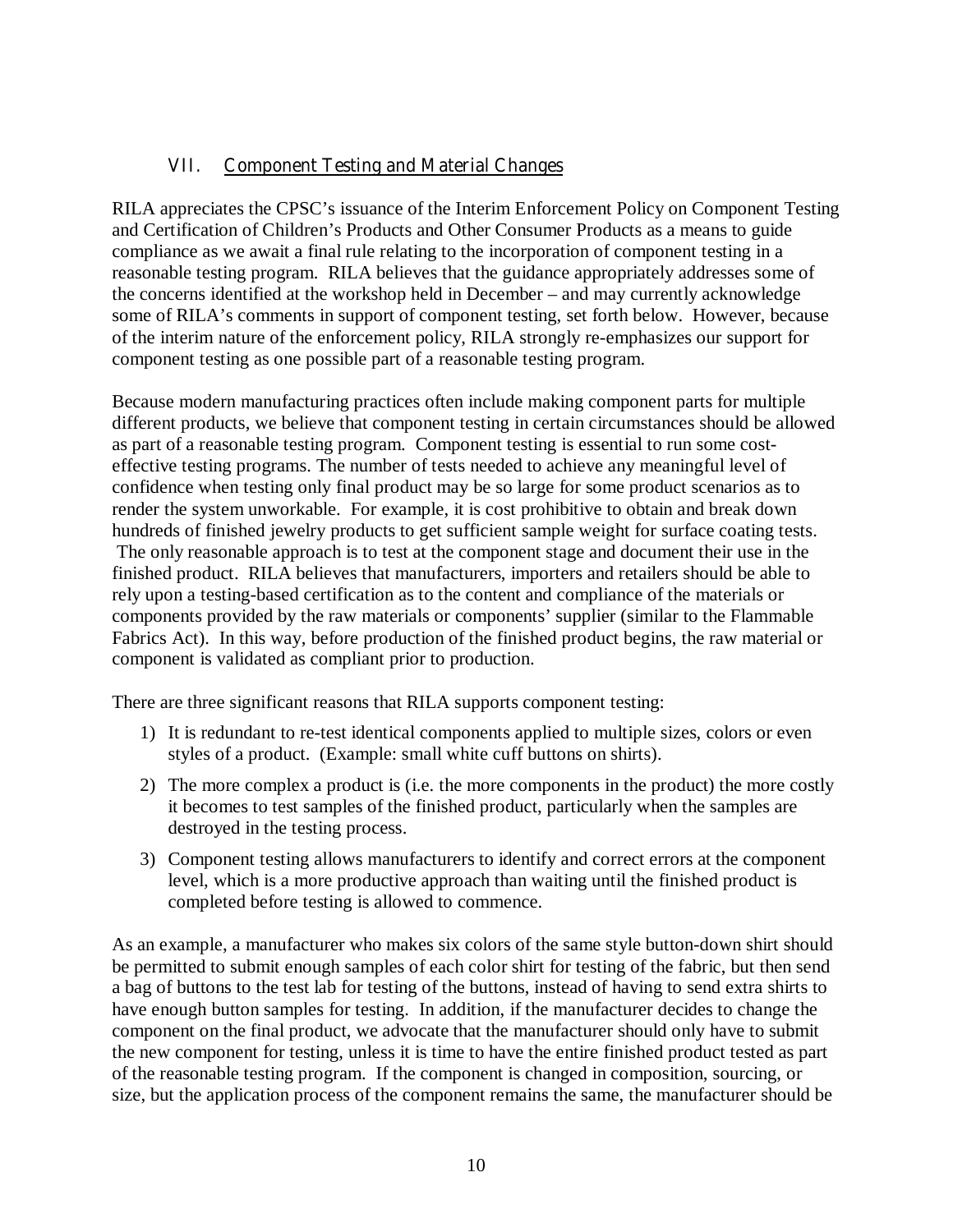## VII. Component Testing and Material Changes

RILA appreciates the CPSC's issuance of the Interim Enforcement Policy on Component Testing and Certification of Children's Products and Other Consumer Products as a means to guide compliance as we await a final rule relating to the incorporation of component testing in a reasonable testing program. RILA believes that the guidance appropriately addresses some of the concerns identified at the workshop held in December – and may currently acknowledge some of RILA's comments in support of component testing, set forth below. However, because of the interim nature of the enforcement policy, RILA strongly re-emphasizes our support for component testing as one possible part of a reasonable testing program.

Because modern manufacturing practices often include making component parts for multiple different products, we believe that component testing in certain circumstances should be allowed as part of a reasonable testing program. Component testing is essential to run some cost-effective testing programs. The number of tests needed to achieve any meaningful level of confidence when testing only final product may be so large for some product scenarios as to render the system unworkable. For example, it is cost prohibitive to obtain and break down hundreds of finished jewelry products to get sufficient sample weight for surface coating tests. The only reasonable approach is to test at the component stage and document their use in the finished product. RILA believes that manufacturers, importers and retailers should be able to rely upon a testing-based certification as to the content and compliance of the materials or components provided by the raw materials or components' supplier (similar to the Flammable Fabrics Act). In this way, before production of the finished product begins, the raw material or component is validated as compliant prior to production.

There are three significant reasons that RILA supports component testing:

1) It is redundant to re-test identical components applied to multiple sizes, colors or even styles of a product. (Example: small white cuff buttons on shirts).
2) The more complex a product is (i.e. the more components in the product) the more costly it becomes to test samples of the finished product, particularly when the samples are destroyed in the testing process.
3) Component testing allows manufacturers to identify and correct errors at the component level, which is a more productive approach than waiting until the finished product is completed before testing is allowed to commence.

As an example, a manufacturer who makes six colors of the same style button-down shirt should be permitted to submit enough samples of each color shirt for testing of the fabric, but then send a bag of buttons to the test lab for testing of the buttons, instead of having to send extra shirts to have enough button samples for testing. In addition, if the manufacturer decides to change the component on the final product, we advocate that the manufacturer should only have to submit the new component for testing, unless it is time to have the entire finished product tested as part of the reasonable testing program. If the component is changed in composition, sourcing, or size, but the application process of the component remains the same, the manufacturer should be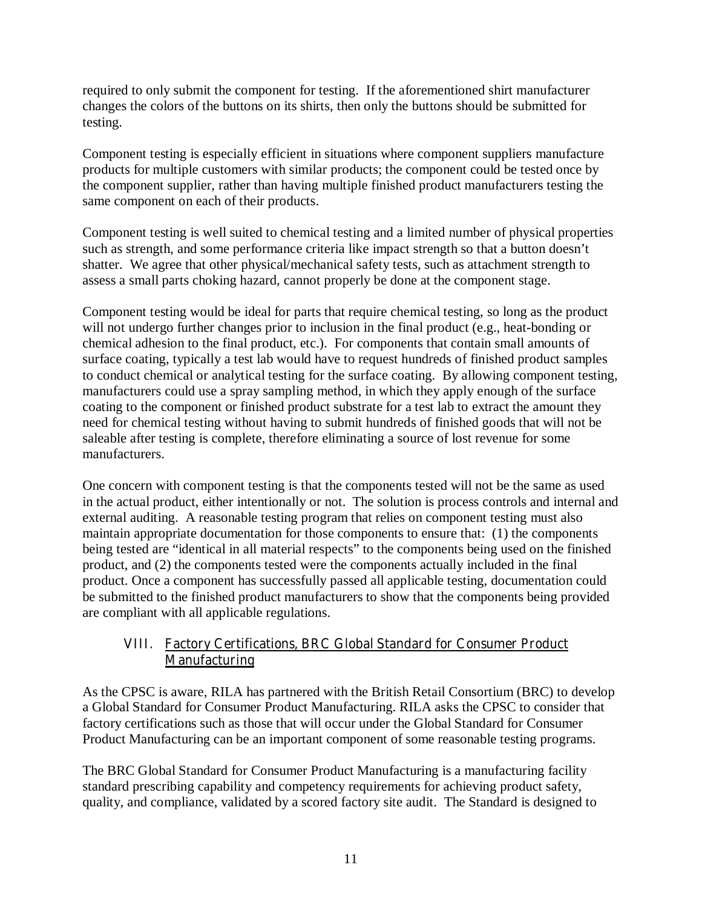required to only submit the component for testing. If the aforementioned shirt manufacturer changes the colors of the buttons on its shirts, then only the buttons should be submitted for testing.

Component testing is especially efficient in situations where component suppliers manufacture products for multiple customers with similar products; the component could be tested once by the component supplier, rather than having multiple finished product manufacturers testing the same component on each of their products.

Component testing is well suited to chemical testing and a limited number of physical properties such as strength, and some performance criteria like impact strength so that a button doesn't shatter. We agree that other physical/mechanical safety tests, such as attachment strength to assess a small parts choking hazard, cannot properly be done at the component stage.

Component testing would be ideal for parts that require chemical testing, so long as the product will not undergo further changes prior to inclusion in the final product (e.g., heat-bonding or chemical adhesion to the final product, etc.). For components that contain small amounts of surface coating, typically a test lab would have to request hundreds of finished product samples to conduct chemical or analytical testing for the surface coating. By allowing component testing, manufacturers could use a spray sampling method, in which they apply enough of the surface coating to the component or finished product substrate for a test lab to extract the amount they need for chemical testing without having to submit hundreds of finished goods that will not be saleable after testing is complete, therefore eliminating a source of lost revenue for some manufacturers.

One concern with component testing is that the components tested will not be the same as used in the actual product, either intentionally or not. The solution is process controls and internal and external auditing. A reasonable testing program that relies on component testing must also maintain appropriate documentation for those components to ensure that: (1) the components being tested are "identical in all material respects" to the components being used on the finished product, and (2) the components tested were the components actually included in the final product. Once a component has successfully passed all applicable testing, documentation could be submitted to the finished product manufacturers to show that the components being provided are compliant with all applicable regulations.

## VIII. Factory Certifications, BRC Global Standard for Consumer Product Manufacturing

As the CPSC is aware, RILA has partnered with the British Retail Consortium (BRC) to develop a Global Standard for Consumer Product Manufacturing. RILA asks the CPSC to consider that factory certifications such as those that will occur under the Global Standard for Consumer Product Manufacturing can be an important component of some reasonable testing programs.

The BRC Global Standard for Consumer Product Manufacturing is a manufacturing facility standard prescribing capability and competency requirements for achieving product safety, quality, and compliance, validated by a scored factory site audit. The Standard is designed to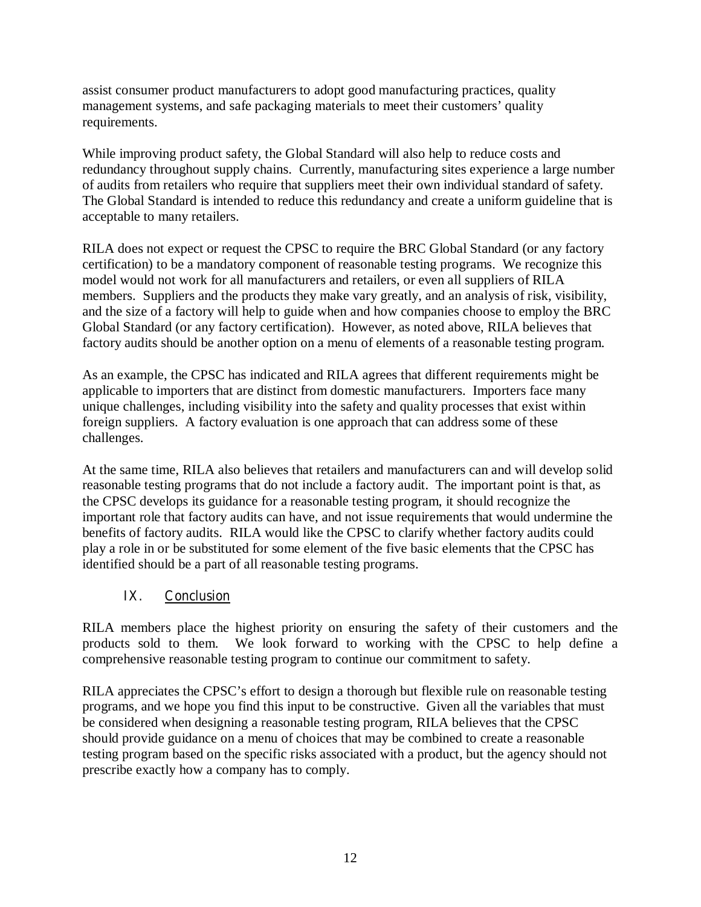assist consumer product manufacturers to adopt good manufacturing practices, quality management systems, and safe packaging materials to meet their customers' quality requirements.

While improving product safety, the Global Standard will also help to reduce costs and redundancy throughout supply chains. Currently, manufacturing sites experience a large number of audits from retailers who require that suppliers meet their own individual standard of safety. The Global Standard is intended to reduce this redundancy and create a uniform guideline that is acceptable to many retailers.

RILA does not expect or request the CPSC to require the BRC Global Standard (or any factory certification) to be a mandatory component of reasonable testing programs. We recognize this model would not work for all manufacturers and retailers, or even all suppliers of RILA members. Suppliers and the products they make vary greatly, and an analysis of risk, visibility, and the size of a factory will help to guide when and how companies choose to employ the BRC Global Standard (or any factory certification). However, as noted above, RILA believes that factory audits should be another option on a menu of elements of a reasonable testing program.

As an example, the CPSC has indicated and RILA agrees that different requirements might be applicable to importers that are distinct from domestic manufacturers. Importers face many unique challenges, including visibility into the safety and quality processes that exist within foreign suppliers. A factory evaluation is one approach that can address some of these challenges.

At the same time, RILA also believes that retailers and manufacturers can and will develop solid reasonable testing programs that do not include a factory audit. The important point is that, as the CPSC develops its guidance for a reasonable testing program, it should recognize the important role that factory audits can have, and not issue requirements that would undermine the benefits of factory audits. RILA would like the CPSC to clarify whether factory audits could play a role in or be substituted for some element of the five basic elements that the CPSC has identified should be a part of all reasonable testing programs.

## IX. Conclusion

RILA members place the highest priority on ensuring the safety of their customers and the products sold to them. We look forward to working with the CPSC to help define a comprehensive reasonable testing program to continue our commitment to safety.

RILA appreciates the CPSC's effort to design a thorough but flexible rule on reasonable testing programs, and we hope you find this input to be constructive. Given all the variables that must be considered when designing a reasonable testing program, RILA believes that the CPSC should provide guidance on a menu of choices that may be combined to create a reasonable testing program based on the specific risks associated with a product, but the agency should not prescribe exactly how a company has to comply.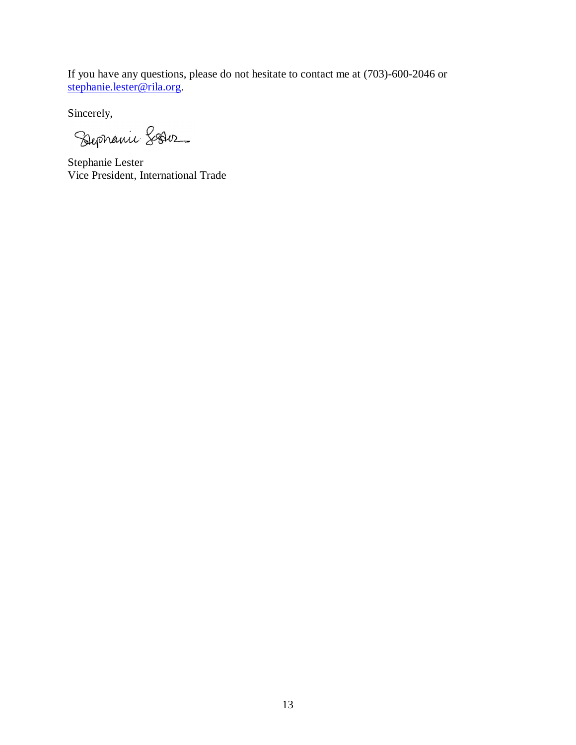If you have any questions, please do not hesitate to contact me at (703)-600-2046 or stephanie.lester@rila.org.

Sincerely,

Stephanie Lester
Vice President, International Trade